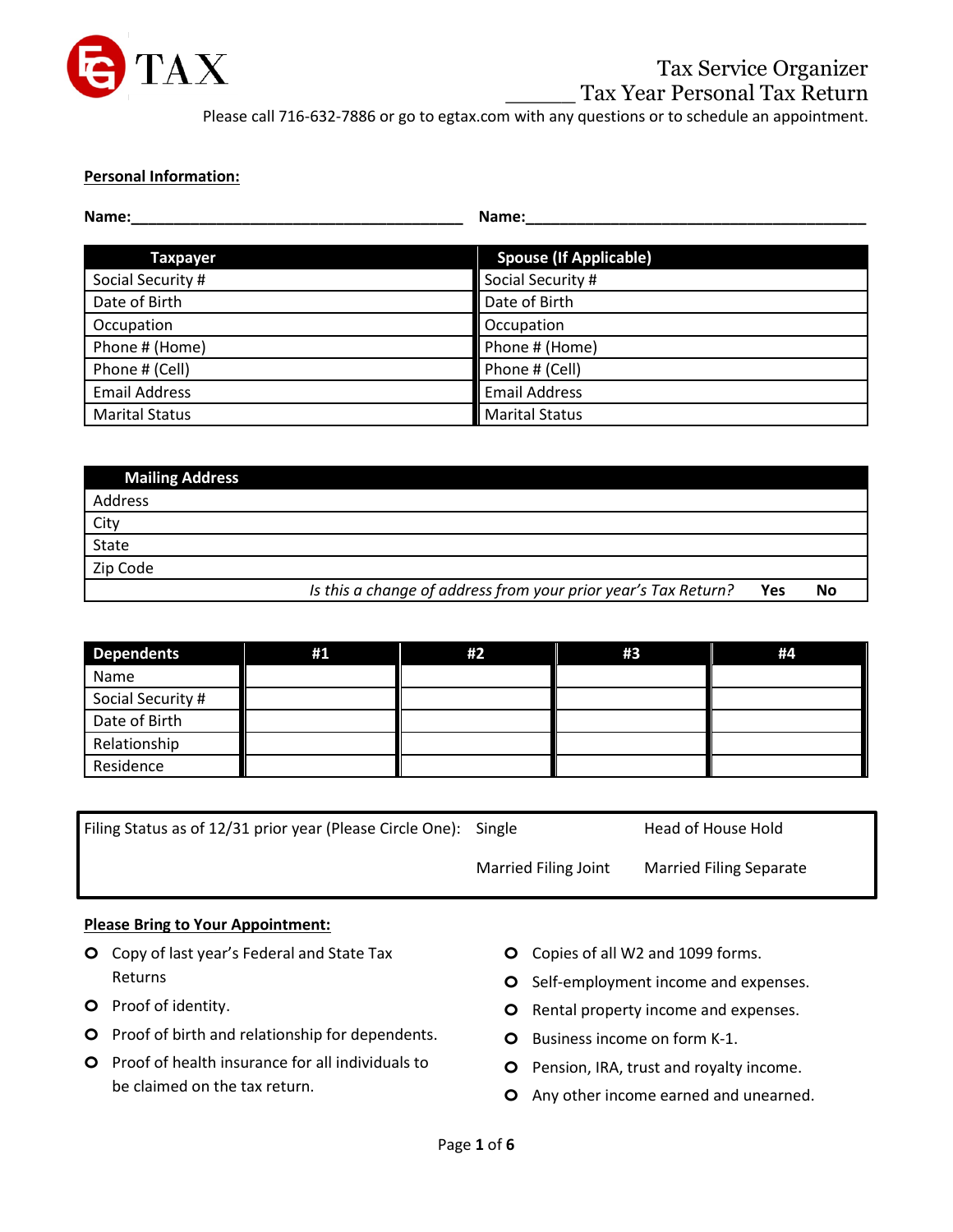EG TAX

# Tax Service Organizer

## ______ Tax Year Personal Tax Return

Please call 716-632-7886 or go to egtax.com with any questions or to schedule an appointment.

**Personal Information:**

**Name:**_______________________________________ **Name:**_______________________________________

| Taxpayer | Spouse (If Applicable) |
|---|---|
| Social Security # | Social Security # |
| Date of Birth | Date of Birth |
| Occupation | Occupation |
| Phone # (Home) | Phone # (Home) |
| Phone # (Cell) | Phone # (Cell) |
| Email Address | Email Address |
| Marital Status | Marital Status |

| Mailing Address | | |
|---|---|---|
| Address | | |
| City | | |
| State | | |
| Zip Code | | |
| *Is this a change of address from your prior year's Tax Return?* | **Yes** | **No** |

| Dependents | #1 | #2 | #3 | #4 |
|---|---|---|---|---|
| Name | | | | |
| Social Security # | | | | |
| Date of Birth | | | | |
| Relationship | | | | |
| Residence | | | | |

| Filing Status as of 12/31 prior year (Please Circle One): | Single | Head of House Hold |
|---|---|---|
| | Married Filing Joint | Married Filing Separate |

**Please Bring to Your Appointment:**

- Copy of last year's Federal and State Tax Returns
- Proof of identity.
- Proof of birth and relationship for dependents.
- Proof of health insurance for all individuals to be claimed on the tax return.
- Copies of all W2 and 1099 forms.
- Self-employment income and expenses.
- Rental property income and expenses.
- Business income on form K-1.
- Pension, IRA, trust and royalty income.
- Any other income earned and unearned.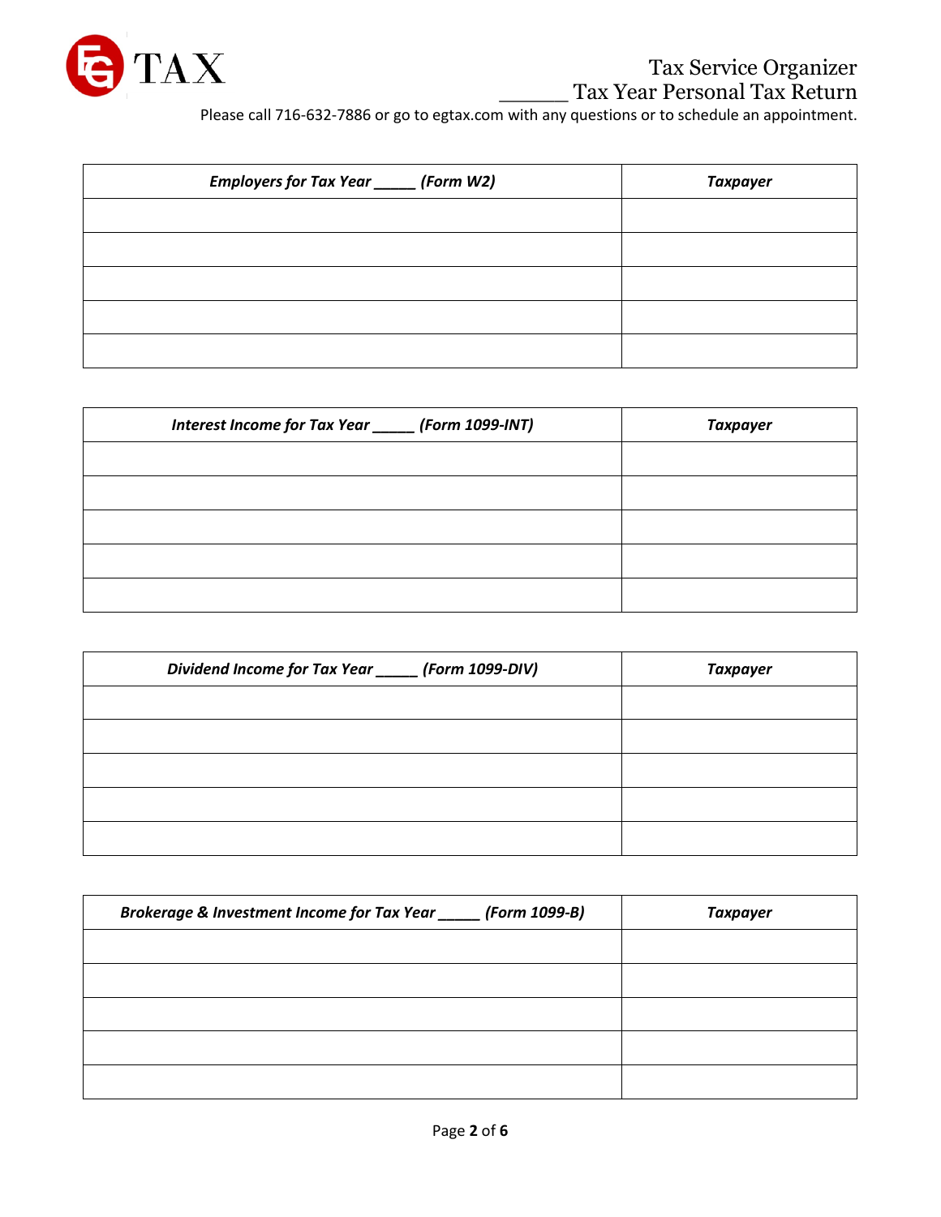Tax Service Organizer
______ Tax Year Personal Tax Return
Please call 716-632-7886 or go to egtax.com with any questions or to schedule an appointment.

| ***Employers for Tax Year _____ (Form W2)*** | ***Taxpayer*** |
|---|---|
| | |
| | |
| | |
| | |
| | |

| ***Interest Income for Tax Year _____ (Form 1099-INT)*** | ***Taxpayer*** |
|---|---|
| | |
| | |
| | |
| | |
| | |

| ***Dividend Income for Tax Year _____ (Form 1099-DIV)*** | ***Taxpayer*** |
|---|---|
| | |
| | |
| | |
| | |
| | |

| ***Brokerage & Investment Income for Tax Year _____ (Form 1099-B)*** | ***Taxpayer*** |
|---|---|
| | |
| | |
| | |
| | |
| | |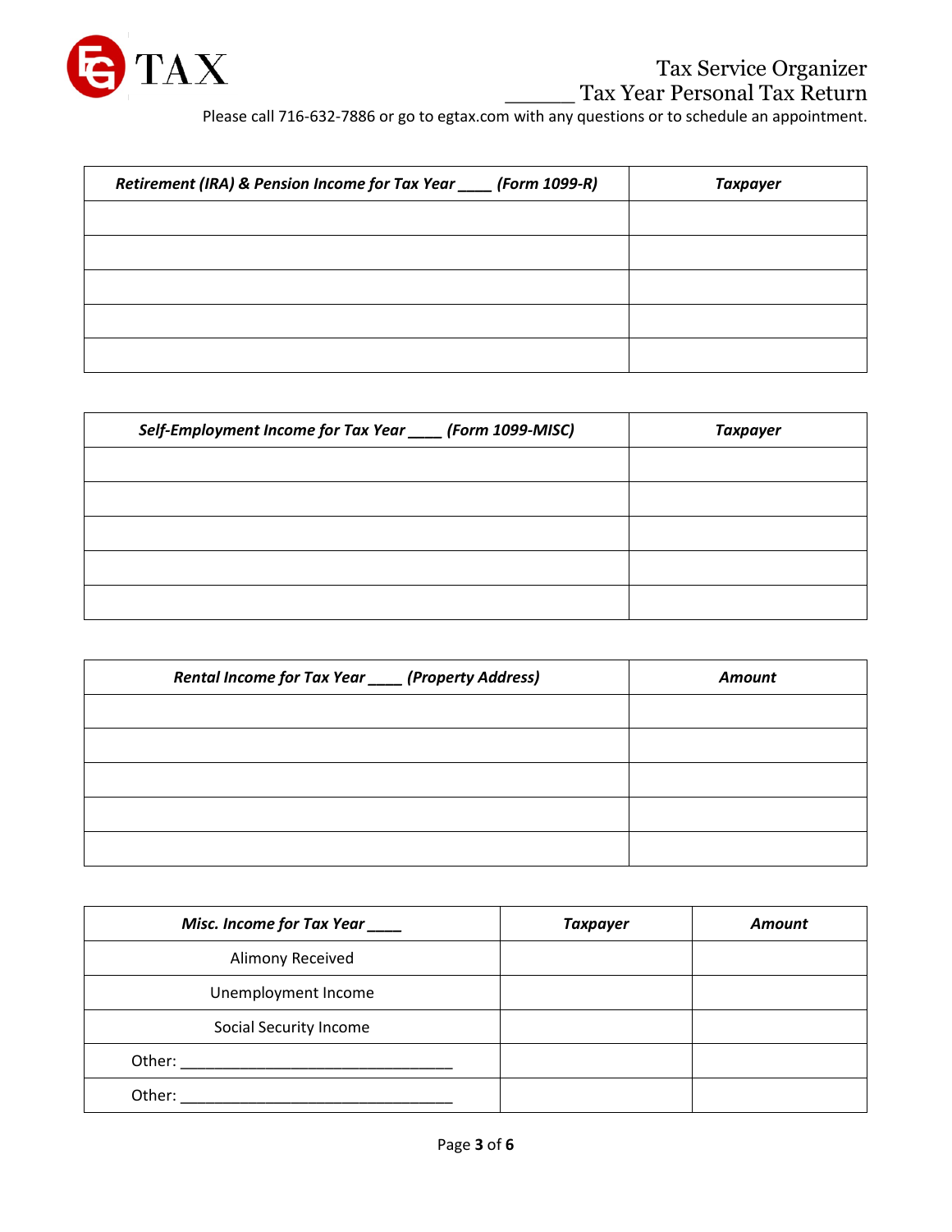TAX

Tax Service Organizer
______ Tax Year Personal Tax Return

Please call 716-632-7886 or go to egtax.com with any questions or to schedule an appointment.

| *Retirement (IRA) & Pension Income for Tax Year ____ (Form 1099-R)* | *Taxpayer* |
|---|---|
| | |
| | |
| | |
| | |
| | |

| *Self-Employment Income for Tax Year ____ (Form 1099-MISC)* | *Taxpayer* |
|---|---|
| | |
| | |
| | |
| | |
| | |

| *Rental Income for Tax Year ____ (Property Address)* | *Amount* |
|---|---|
| | |
| | |
| | |
| | |
| | |

| *Misc. Income for Tax Year ____* | *Taxpayer* | *Amount* |
|---|---|---|
| Alimony Received | | |
| Unemployment Income | | |
| Social Security Income | | |
| Other: ______________________________ | | |
| Other: ______________________________ | | |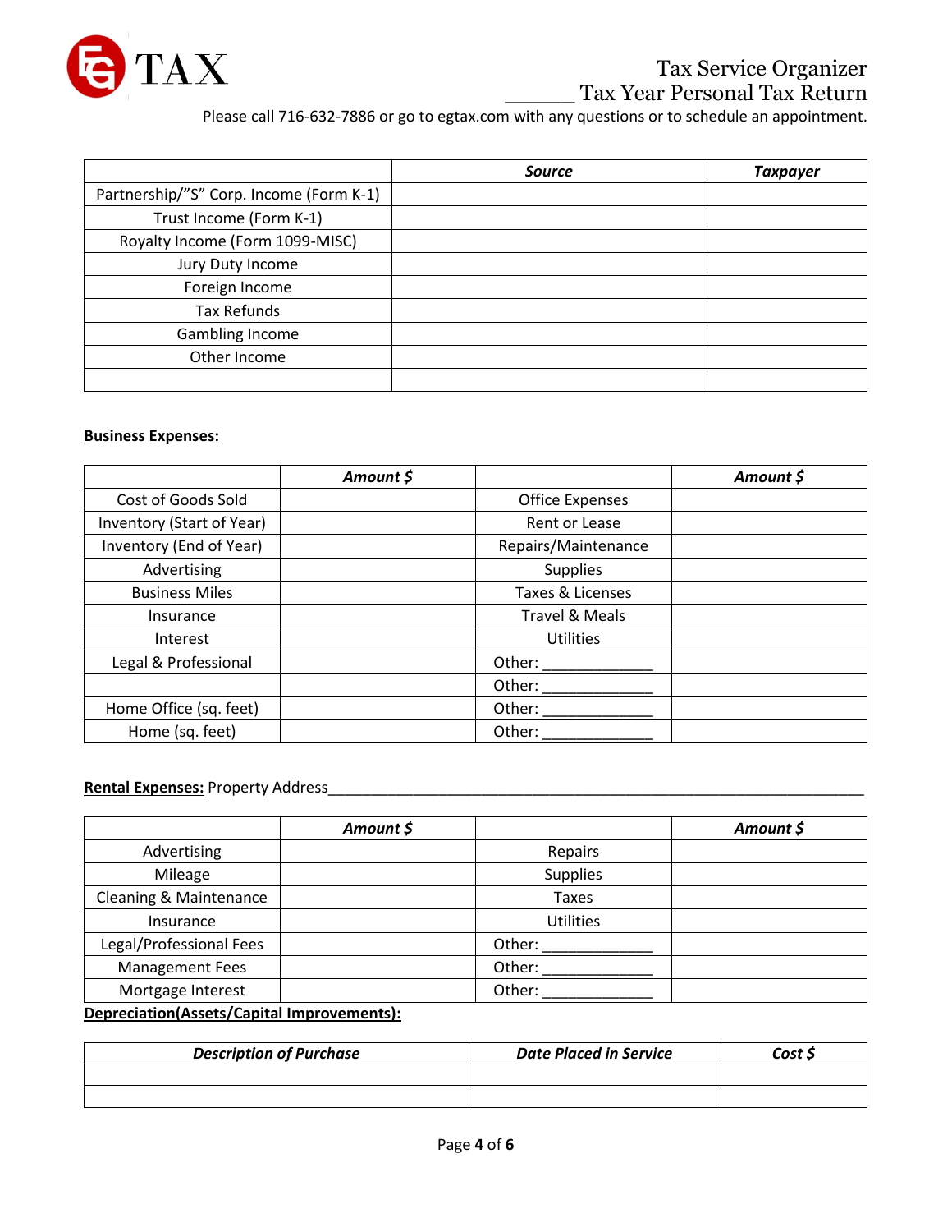Tax Service Organizer
______ Tax Year Personal Tax Return

Please call 716-632-7886 or go to egtax.com with any questions or to schedule an appointment.

| | *Source* | *Taxpayer* |
|---|---|---|
| Partnership/"S" Corp. Income (Form K-1) | | |
| Trust Income (Form K-1) | | |
| Royalty Income (Form 1099-MISC) | | |
| Jury Duty Income | | |
| Foreign Income | | |
| Tax Refunds | | |
| Gambling Income | | |
| Other Income | | |
| | | |

**Business Expenses:**

| | *Amount $* | | *Amount $* |
|---|---|---|---|
| Cost of Goods Sold | | Office Expenses | |
| Inventory (Start of Year) | | Rent or Lease | |
| Inventory (End of Year) | | Repairs/Maintenance | |
| Advertising | | Supplies | |
| Business Miles | | Taxes & Licenses | |
| Insurance | | Travel & Meals | |
| Interest | | Utilities | |
| Legal & Professional | | Other: _____________ | |
| | | Other: _____________ | |
| Home Office (sq. feet) | | Other: _____________ | |
| Home (sq. feet) | | Other: _____________ | |

**Rental Expenses:** Property Address_______________________________________________________________

| | *Amount $* | | *Amount $* |
|---|---|---|---|
| Advertising | | Repairs | |
| Mileage | | Supplies | |
| Cleaning & Maintenance | | Taxes | |
| Insurance | | Utilities | |
| Legal/Professional Fees | | Other: _____________ | |
| Management Fees | | Other: _____________ | |
| Mortgage Interest | | Other: _____________ | |

**Depreciation(Assets/Capital Improvements):**

| *Description of Purchase* | *Date Placed in Service* | *Cost $* |
|---|---|---|
| | | |
| | | |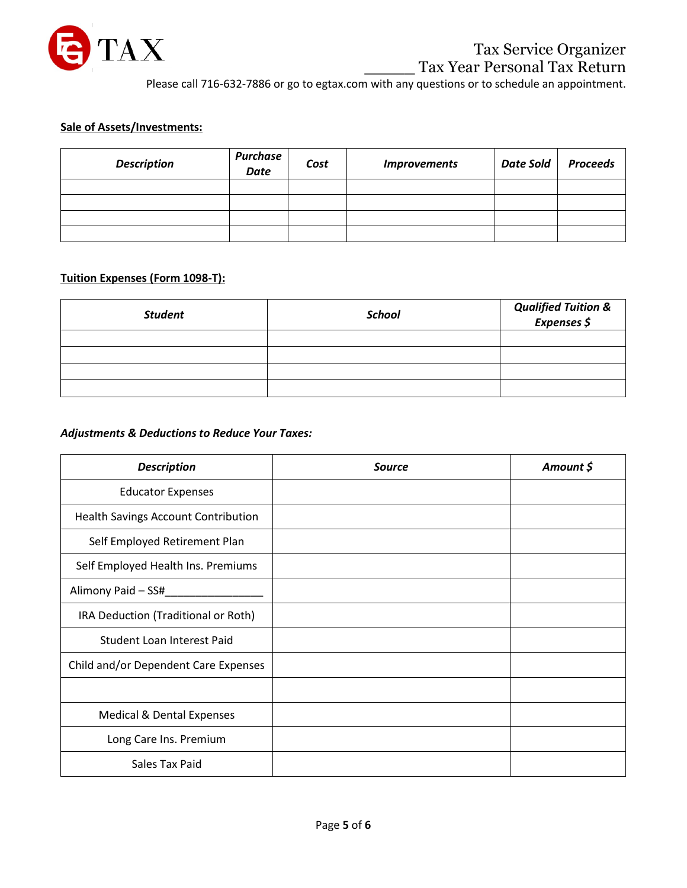Tax Service Organizer
______ Tax Year Personal Tax Return

Please call 716-632-7886 or go to egtax.com with any questions or to schedule an appointment.

**Sale of Assets/Investments:**

| *Description* | *Purchase Date* | *Cost* | *Improvements* | *Date Sold* | *Proceeds* |
|---|---|---|---|---|---|
| | | | | | |
| | | | | | |
| | | | | | |
| | | | | | |

**Tuition Expenses (Form 1098-T):**

| *Student* | *School* | *Qualified Tuition & Expenses $* |
|---|---|---|
| | | |
| | | |
| | | |
| | | |

***Adjustments & Deductions to Reduce Your Taxes:***

| *Description* | *Source* | *Amount $* |
|---|---|---|
| Educator Expenses | | |
| Health Savings Account Contribution | | |
| Self Employed Retirement Plan | | |
| Self Employed Health Ins. Premiums | | |
| Alimony Paid – SS#________________ | | |
| IRA Deduction (Traditional or Roth) | | |
| Student Loan Interest Paid | | |
| Child and/or Dependent Care Expenses | | |
| | | |
| Medical & Dental Expenses | | |
| Long Care Ins. Premium | | |
| Sales Tax Paid | | |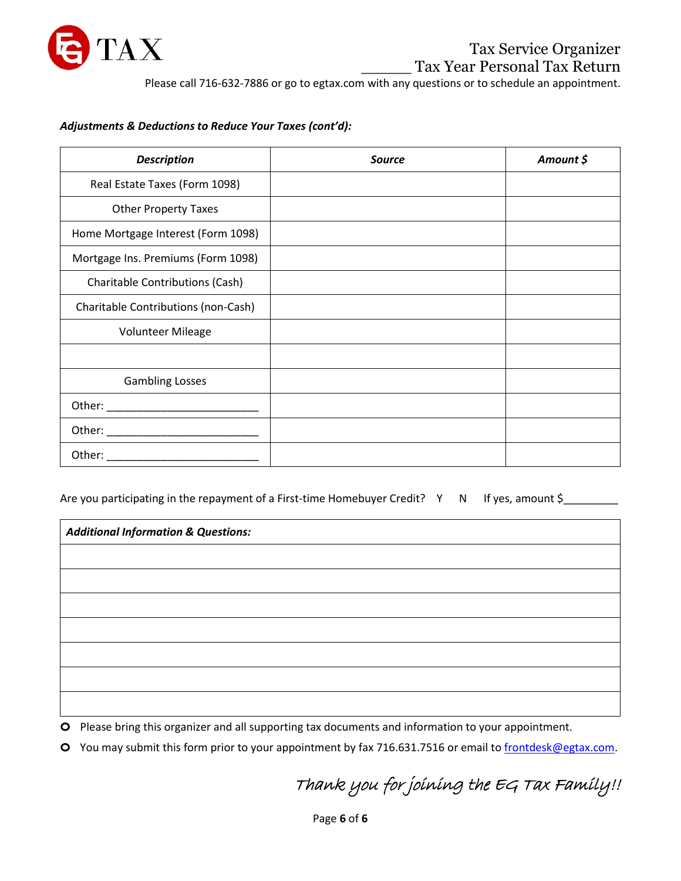TAX

Tax Service Organizer
______ Tax Year Personal Tax Return
Please call 716-632-7886 or go to egtax.com with any questions or to schedule an appointment.

***Adjustments & Deductions to Reduce Your Taxes (cont'd):***

| ***Description*** | ***Source*** | ***Amount $*** |
|---|---|---|
| Real Estate Taxes (Form 1098) | | |
| Other Property Taxes | | |
| Home Mortgage Interest (Form 1098) | | |
| Mortgage Ins. Premiums (Form 1098) | | |
| Charitable Contributions (Cash) | | |
| Charitable Contributions (non-Cash) | | |
| Volunteer Mileage | | |
| | | |
| Gambling Losses | | |
| Other: _________________________ | | |
| Other: _________________________ | | |
| Other: _________________________ | | |

Are you participating in the repayment of a First-time Homebuyer Credit? Y N If yes, amount $_________

| ***Additional Information & Questions:*** |
|---|
| |
| |
| |
| |
| |
| |
| |

- Please bring this organizer and all supporting tax documents and information to your appointment.
- You may submit this form prior to your appointment by fax 716.631.7516 or email to frontdesk@egtax.com.

*Thank you for joining the EG Tax Family!!*